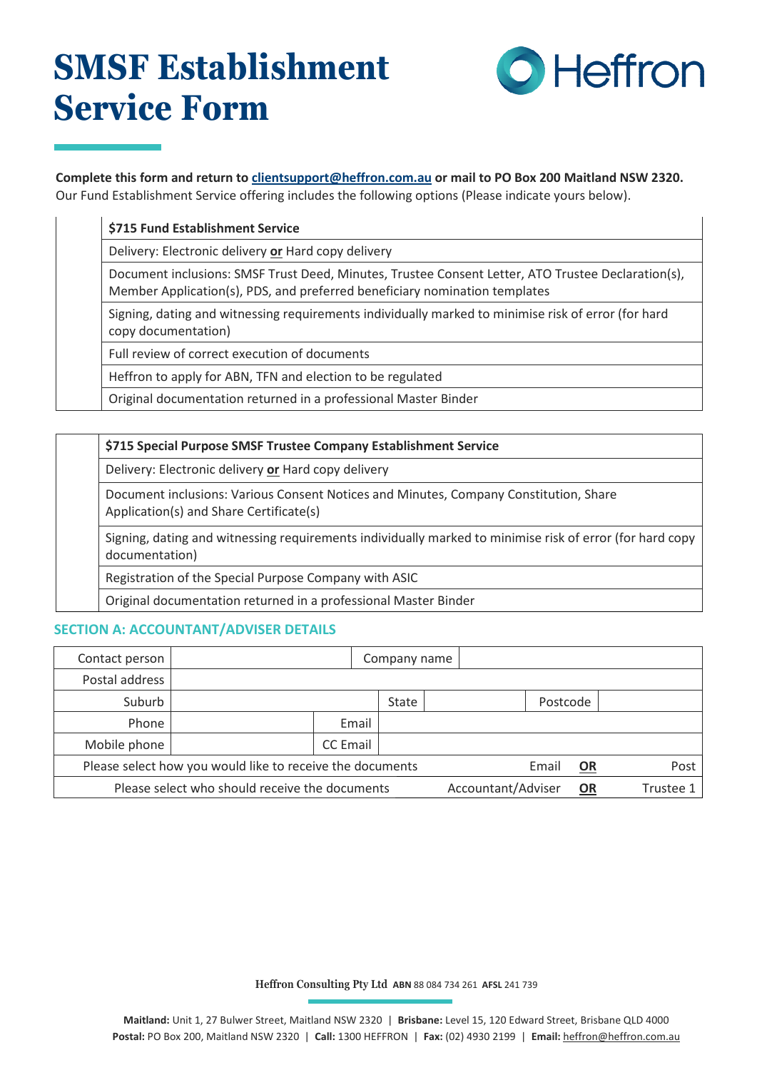# SMSF Establishment Service Form

**Complete this form and return to clientsupport@heffron.com.au or mail to PO Box 200 Maitland NSW 2320.**
Our Fund Establishment Service offering includes the following options (Please indicate yours below).

| | **$715 Fund Establishment Service** |
|---|---|
| | Delivery: Electronic delivery **or** Hard copy delivery |
| | Document inclusions: SMSF Trust Deed, Minutes, Trustee Consent Letter, ATO Trustee Declaration(s), Member Application(s), PDS, and preferred beneficiary nomination templates |
| | Signing, dating and witnessing requirements individually marked to minimise risk of error (for hard copy documentation) |
| | Full review of correct execution of documents |
| | Heffron to apply for ABN, TFN and election to be regulated |
| | Original documentation returned in a professional Master Binder |

| | **$715 Special Purpose SMSF Trustee Company Establishment Service** |
|---|---|
| | Delivery: Electronic delivery **or** Hard copy delivery |
| | Document inclusions: Various Consent Notices and Minutes, Company Constitution, Share Application(s) and Share Certificate(s) |
| | Signing, dating and witnessing requirements individually marked to minimise risk of error (for hard copy documentation) |
| | Registration of the Special Purpose Company with ASIC |
| | Original documentation returned in a professional Master Binder |

## SECTION A: ACCOUNTANT/ADVISER DETAILS

| Contact person | | Company name | |
|---|---|---|---|
| Postal address | | | |
| Suburb | | State | | Postcode | |
| Phone | | Email | |
| Mobile phone | | CC Email | |
| Please select how you would like to receive the documents | Email | **OR** | Post |
| Please select who should receive the documents | Accountant/Adviser | **OR** | Trustee 1 |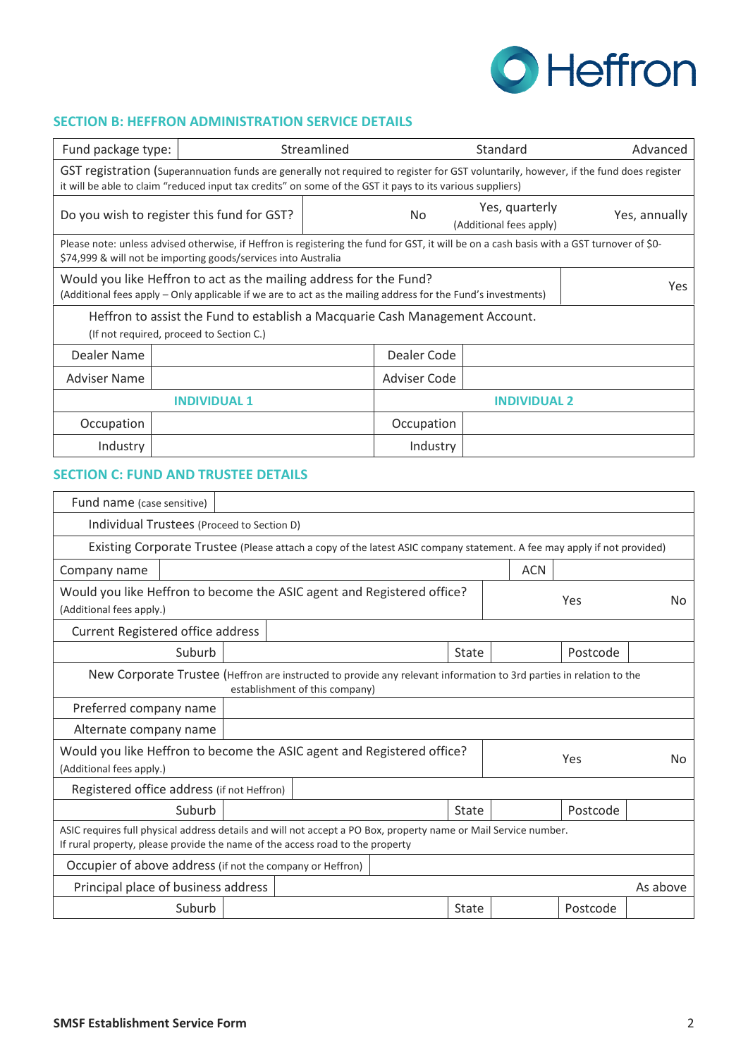## SECTION B: HEFFRON ADMINISTRATION SERVICE DETAILS

| Fund package type: | Streamlined | Standard | Advanced |
|---|---|---|---|
| GST registration (Superannuation funds are generally not required to register for GST voluntarily, however, if the fund does register it will be able to claim "reduced input tax credits" on some of the GST it pays to its various suppliers) | | | |
| Do you wish to register this fund for GST? | No | Yes, quarterly (Additional fees apply) | Yes, annually |
| Please note: unless advised otherwise, if Heffron is registering the fund for GST, it will be on a cash basis with a GST turnover of $0-$74,999 & will not be importing goods/services into Australia | | | |
| Would you like Heffron to act as the mailing address for the Fund? (Additional fees apply – Only applicable if we are to act as the mailing address for the Fund's investments) | | | Yes |

| Heffron to assist the Fund to establish a Macquarie Cash Management Account. (If not required, proceed to Section C.) | | | |
|---|---|---|---|
| Dealer Name | | Dealer Code | |
| Adviser Name | | Adviser Code | |
| **INDIVIDUAL 1** | | **INDIVIDUAL 2** | |
| Occupation | | Occupation | |
| Industry | | Industry | |

## SECTION C: FUND AND TRUSTEE DETAILS

| Fund name (case sensitive) | | | | | |
|---|---|---|---|---|---|
| Individual Trustees (Proceed to Section D) | | | | | |
| Existing Corporate Trustee (Please attach a copy of the latest ASIC company statement. A fee may apply if not provided) | | | | | |
| Company name | | ACN | | | |
| Would you like Heffron to become the ASIC agent and Registered office? (Additional fees apply.) | | | | Yes | No |
| Current Registered office address | | | | | |
| Suburb | | State | | Postcode | |
| New Corporate Trustee (Heffron are instructed to provide any relevant information to 3rd parties in relation to the establishment of this company) | | | | | |
| Preferred company name | | | | | |
| Alternate company name | | | | | |
| Would you like Heffron to become the ASIC agent and Registered office? (Additional fees apply.) | | | | Yes | No |
| Registered office address (if not Heffron) | | | | | |
| Suburb | | State | | Postcode | |
| ASIC requires full physical address details and will not accept a PO Box, property name or Mail Service number. If rural property, please provide the name of the access road to the property | | | | | |
| Occupier of above address (if not the company or Heffron) | | | | | |
| Principal place of business address | | | | | As above |
| Suburb | | State | | Postcode | |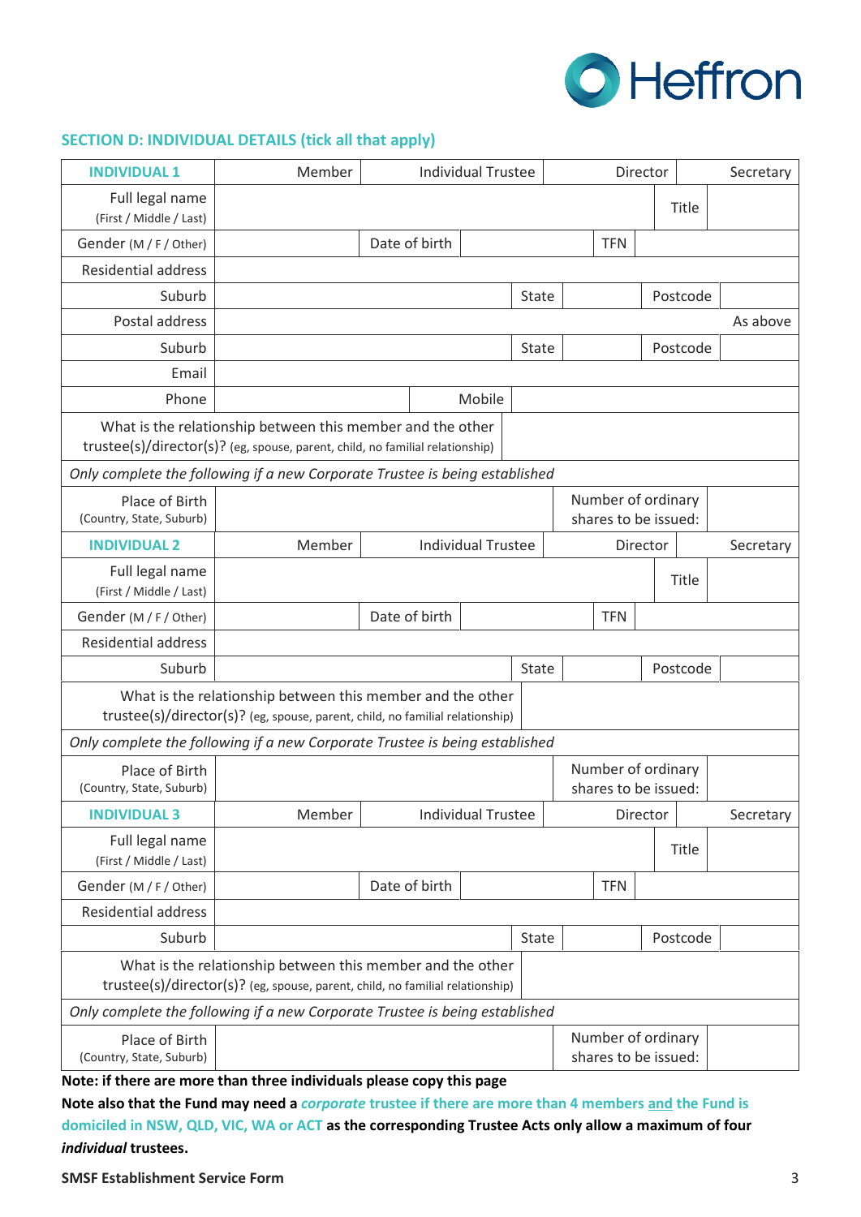## SECTION D: INDIVIDUAL DETAILS (tick all that apply)

| **INDIVIDUAL 1** | Member | | Individual Trustee | | Director | | Secretary |
|---|---|---|---|---|---|---|---|
| Full legal name (First / Middle / Last) | | | | | | Title | |
| Gender (M / F / Other) | | Date of birth | | | TFN | | |
| Residential address | | | | | | | |
| Suburb | | | State | | Postcode | | |
| Postal address | | | | | | | As above |
| Suburb | | | State | | Postcode | | |
| Email | | | | | | | |
| Phone | | Mobile | | | | | |
| What is the relationship between this member and the other trustee(s)/director(s)? (eg, spouse, parent, child, no familial relationship) | | | | | | | |
| *Only complete the following if a new Corporate Trustee is being established* | | | | | | | |
| Place of Birth (Country, State, Suburb) | | | | Number of ordinary shares to be issued: | | | |

| **INDIVIDUAL 2** | Member | | Individual Trustee | | Director | | Secretary |
|---|---|---|---|---|---|---|---|
| Full legal name (First / Middle / Last) | | | | | | Title | |
| Gender (M / F / Other) | | Date of birth | | | TFN | | |
| Residential address | | | | | | | |
| Suburb | | | State | | Postcode | | |
| What is the relationship between this member and the other trustee(s)/director(s)? (eg, spouse, parent, child, no familial relationship) | | | | | | | |
| *Only complete the following if a new Corporate Trustee is being established* | | | | | | | |
| Place of Birth (Country, State, Suburb) | | | | Number of ordinary shares to be issued: | | | |

| **INDIVIDUAL 3** | Member | | Individual Trustee | | Director | | Secretary |
|---|---|---|---|---|---|---|---|
| Full legal name (First / Middle / Last) | | | | | | Title | |
| Gender (M / F / Other) | | Date of birth | | | TFN | | |
| Residential address | | | | | | | |
| Suburb | | | State | | Postcode | | |
| What is the relationship between this member and the other trustee(s)/director(s)? (eg, spouse, parent, child, no familial relationship) | | | | | | | |
| *Only complete the following if a new Corporate Trustee is being established* | | | | | | | |
| Place of Birth (Country, State, Suburb) | | | | Number of ordinary shares to be issued: | | | |

**Note: if there are more than three individuals please copy this page**

**Note also that the Fund may need a *corporate* trustee if there are more than 4 members and the Fund is domiciled in NSW, QLD, VIC, WA or ACT as the corresponding Trustee Acts only allow a maximum of four *individual* trustees.**

**SMSF Establishment Service Form**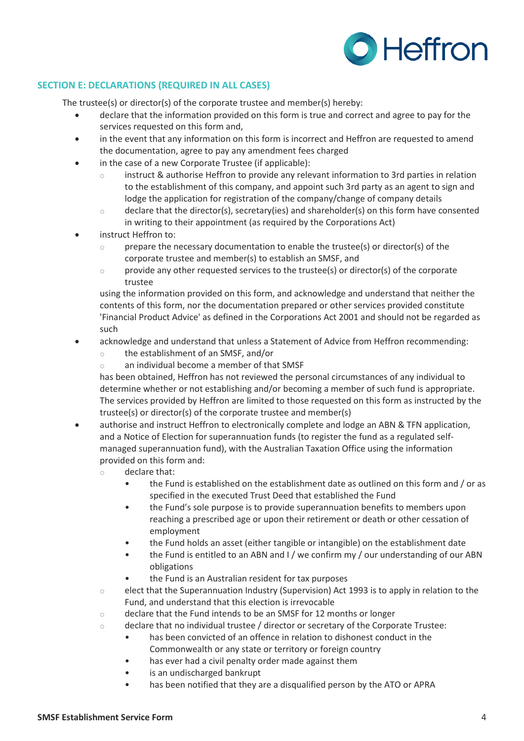## SECTION E: DECLARATIONS (REQUIRED IN ALL CASES)

The trustee(s) or director(s) of the corporate trustee and member(s) hereby:

- declare that the information provided on this form is true and correct and agree to pay for the services requested on this form and,
- in the event that any information on this form is incorrect and Heffron are requested to amend the documentation, agree to pay any amendment fees charged
- in the case of a new Corporate Trustee (if applicable):
  - instruct & authorise Heffron to provide any relevant information to 3rd parties in relation to the establishment of this company, and appoint such 3rd party as an agent to sign and lodge the application for registration of the company/change of company details
  - declare that the director(s), secretary(ies) and shareholder(s) on this form have consented in writing to their appointment (as required by the Corporations Act)
- instruct Heffron to:
  - prepare the necessary documentation to enable the trustee(s) or director(s) of the corporate trustee and member(s) to establish an SMSF, and
  - provide any other requested services to the trustee(s) or director(s) of the corporate trustee

  using the information provided on this form, and acknowledge and understand that neither the contents of this form, nor the documentation prepared or other services provided constitute 'Financial Product Advice' as defined in the Corporations Act 2001 and should not be regarded as such
- acknowledge and understand that unless a Statement of Advice from Heffron recommending:
  - the establishment of an SMSF, and/or
  - an individual become a member of that SMSF

  has been obtained, Heffron has not reviewed the personal circumstances of any individual to determine whether or not establishing and/or becoming a member of such fund is appropriate. The services provided by Heffron are limited to those requested on this form as instructed by the trustee(s) or director(s) of the corporate trustee and member(s)
- authorise and instruct Heffron to electronically complete and lodge an ABN & TFN application, and a Notice of Election for superannuation funds (to register the fund as a regulated self-managed superannuation fund), with the Australian Taxation Office using the information provided on this form and:
  - declare that:
    - the Fund is established on the establishment date as outlined on this form and / or as specified in the executed Trust Deed that established the Fund
    - the Fund's sole purpose is to provide superannuation benefits to members upon reaching a prescribed age or upon their retirement or death or other cessation of employment
    - the Fund holds an asset (either tangible or intangible) on the establishment date
    - the Fund is entitled to an ABN and I / we confirm my / our understanding of our ABN obligations
    - the Fund is an Australian resident for tax purposes
  - elect that the Superannuation Industry (Supervision) Act 1993 is to apply in relation to the Fund, and understand that this election is irrevocable
  - declare that the Fund intends to be an SMSF for 12 months or longer
  - declare that no individual trustee / director or secretary of the Corporate Trustee:
    - has been convicted of an offence in relation to dishonest conduct in the Commonwealth or any state or territory or foreign country
    - has ever had a civil penalty order made against them
    - is an undischarged bankrupt
    - has been notified that they are a disqualified person by the ATO or APRA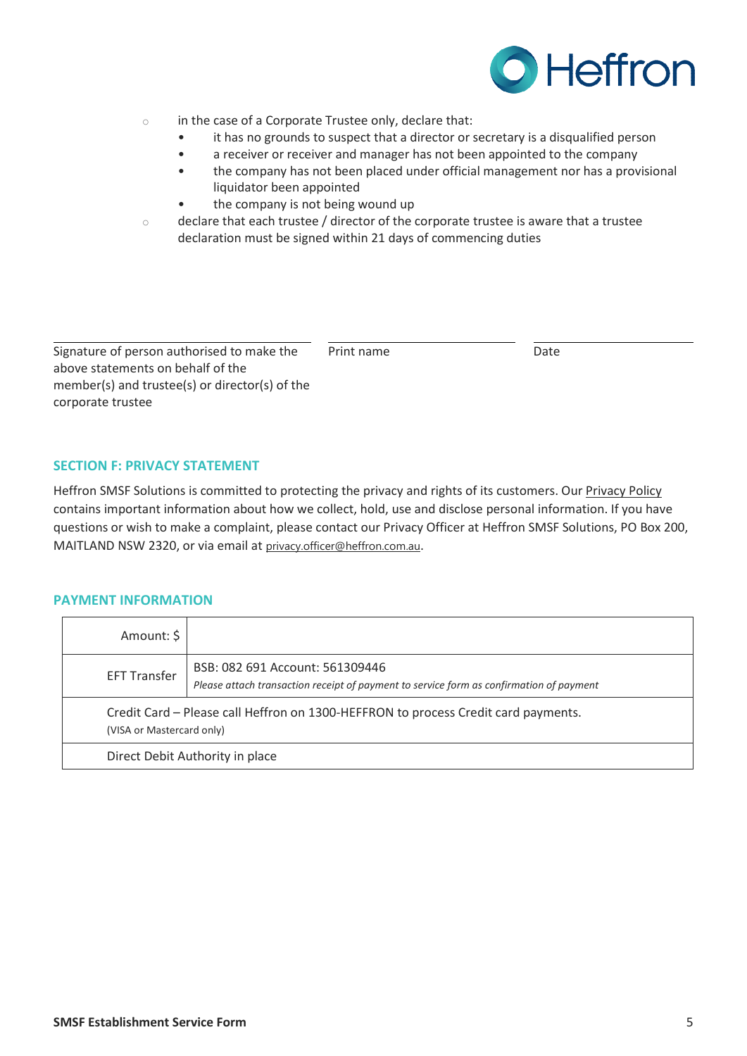- in the case of a Corporate Trustee only, declare that:
  - it has no grounds to suspect that a director or secretary is a disqualified person
  - a receiver or receiver and manager has not been appointed to the company
  - the company has not been placed under official management nor has a provisional liquidator been appointed
  - the company is not being wound up
- declare that each trustee / director of the corporate trustee is aware that a trustee declaration must be signed within 21 days of commencing duties

| Signature of person authorised to make the above statements on behalf of the member(s) and trustee(s) or director(s) of the corporate trustee | Print name | Date |
|---|---|---|
| | | |

## SECTION F: PRIVACY STATEMENT

Heffron SMSF Solutions is committed to protecting the privacy and rights of its customers. Our Privacy Policy contains important information about how we collect, hold, use and disclose personal information. If you have questions or wish to make a complaint, please contact our Privacy Officer at Heffron SMSF Solutions, PO Box 200, MAITLAND NSW 2320, or via email at privacy.officer@heffron.com.au.

## PAYMENT INFORMATION

| | |
|---|---|
| Amount: $ | |
| EFT Transfer | BSB: 082 691 Account: 561309446<br>*Please attach transaction receipt of payment to service form as confirmation of payment* |
| Credit Card – Please call Heffron on 1300-HEFFRON to process Credit card payments.<br>(VISA or Mastercard only) | |
| Direct Debit Authority in place | |